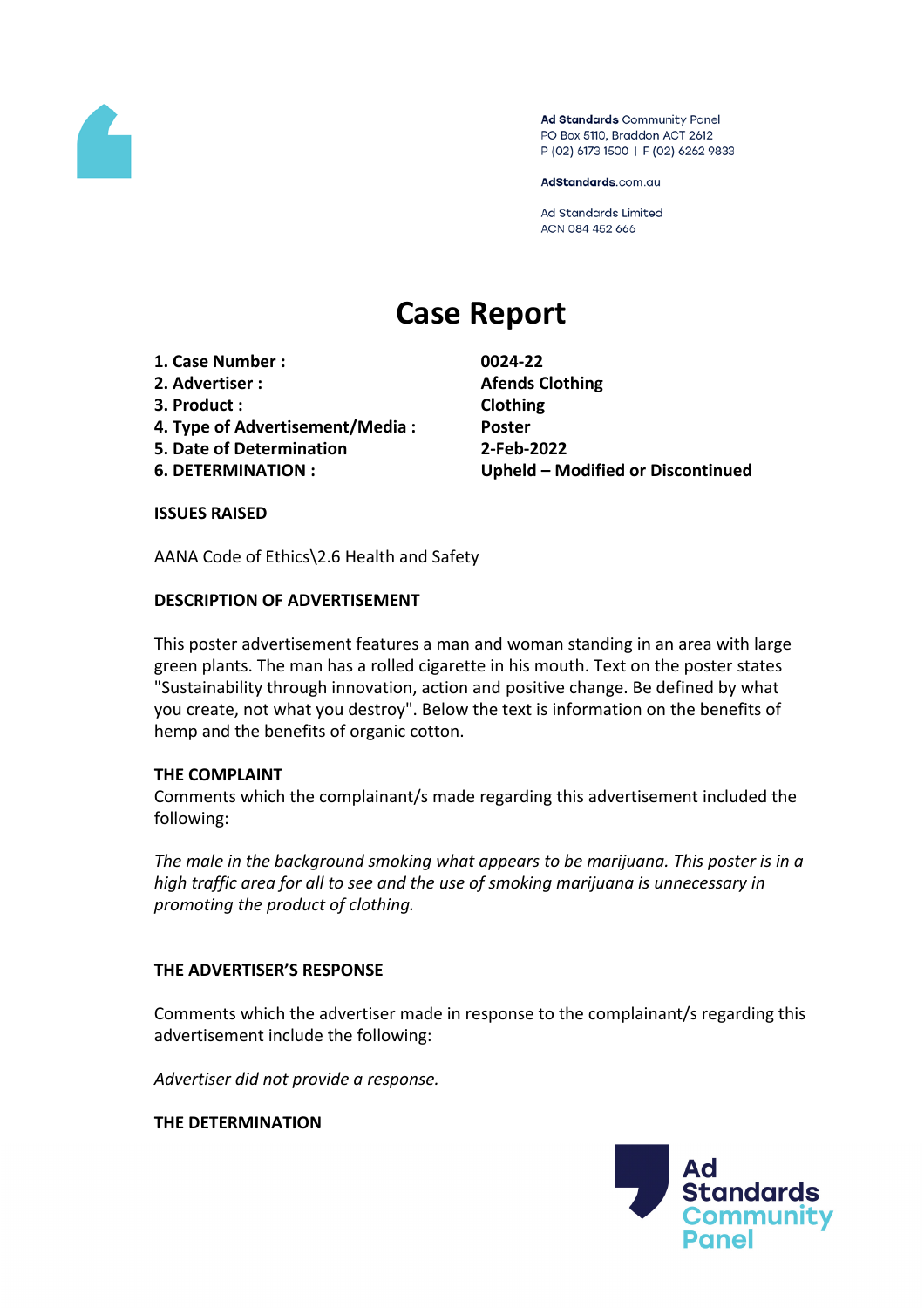Ad Standards Community Panel
PO Box 5110, Braddon ACT 2612
P (02) 6173 1500 | F (02) 6262 9833

AdStandards.com.au

Ad Standards Limited
ACN 084 452 666

# Case Report

| | |
|---|---|
| **1. Case Number :** | **0024-22** |
| **2. Advertiser :** | **Afends Clothing** |
| **3. Product :** | **Clothing** |
| **4. Type of Advertisement/Media :** | **Poster** |
| **5. Date of Determination** | **2-Feb-2022** |
| **6. DETERMINATION :** | **Upheld – Modified or Discontinued** |

**ISSUES RAISED**

AANA Code of Ethics\2.6 Health and Safety

**DESCRIPTION OF ADVERTISEMENT**

This poster advertisement features a man and woman standing in an area with large green plants. The man has a rolled cigarette in his mouth. Text on the poster states "Sustainability through innovation, action and positive change. Be defined by what you create, not what you destroy". Below the text is information on the benefits of hemp and the benefits of organic cotton.

**THE COMPLAINT**

Comments which the complainant/s made regarding this advertisement included the following:

*The male in the background smoking what appears to be marijuana. This poster is in a high traffic area for all to see and the use of smoking marijuana is unnecessary in promoting the product of clothing.*

**THE ADVERTISER'S RESPONSE**

Comments which the advertiser made in response to the complainant/s regarding this advertisement include the following:

*Advertiser did not provide a response.*

**THE DETERMINATION**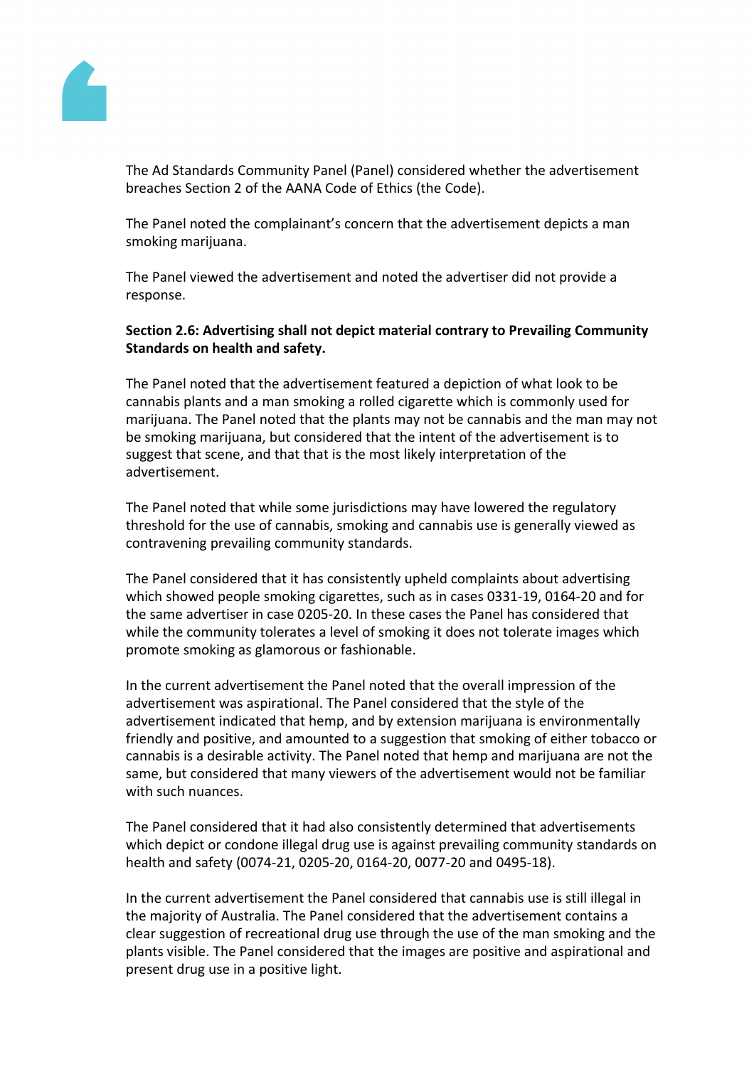The Ad Standards Community Panel (Panel) considered whether the advertisement breaches Section 2 of the AANA Code of Ethics (the Code).

The Panel noted the complainant's concern that the advertisement depicts a man smoking marijuana.

The Panel viewed the advertisement and noted the advertiser did not provide a response.

**Section 2.6: Advertising shall not depict material contrary to Prevailing Community Standards on health and safety.**

The Panel noted that the advertisement featured a depiction of what look to be cannabis plants and a man smoking a rolled cigarette which is commonly used for marijuana. The Panel noted that the plants may not be cannabis and the man may not be smoking marijuana, but considered that the intent of the advertisement is to suggest that scene, and that that is the most likely interpretation of the advertisement.

The Panel noted that while some jurisdictions may have lowered the regulatory threshold for the use of cannabis, smoking and cannabis use is generally viewed as contravening prevailing community standards.

The Panel considered that it has consistently upheld complaints about advertising which showed people smoking cigarettes, such as in cases 0331-19, 0164-20 and for the same advertiser in case 0205-20. In these cases the Panel has considered that while the community tolerates a level of smoking it does not tolerate images which promote smoking as glamorous or fashionable.

In the current advertisement the Panel noted that the overall impression of the advertisement was aspirational. The Panel considered that the style of the advertisement indicated that hemp, and by extension marijuana is environmentally friendly and positive, and amounted to a suggestion that smoking of either tobacco or cannabis is a desirable activity. The Panel noted that hemp and marijuana are not the same, but considered that many viewers of the advertisement would not be familiar with such nuances.

The Panel considered that it had also consistently determined that advertisements which depict or condone illegal drug use is against prevailing community standards on health and safety (0074-21, 0205-20, 0164-20, 0077-20 and 0495-18).

In the current advertisement the Panel considered that cannabis use is still illegal in the majority of Australia. The Panel considered that the advertisement contains a clear suggestion of recreational drug use through the use of the man smoking and the plants visible. The Panel considered that the images are positive and aspirational and present drug use in a positive light.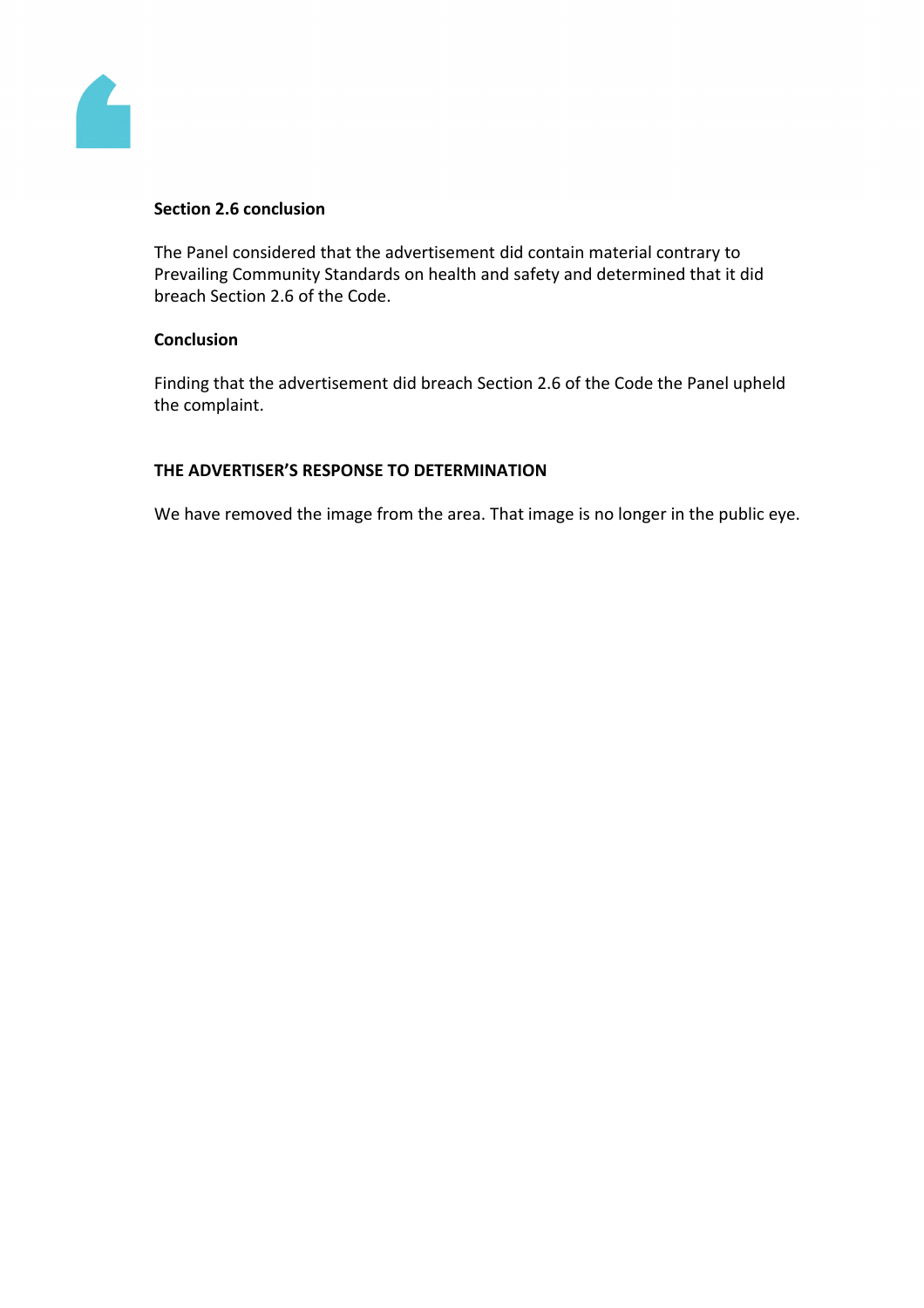**Section 2.6 conclusion**

The Panel considered that the advertisement did contain material contrary to Prevailing Community Standards on health and safety and determined that it did breach Section 2.6 of the Code.

**Conclusion**

Finding that the advertisement did breach Section 2.6 of the Code the Panel upheld the complaint.

**THE ADVERTISER'S RESPONSE TO DETERMINATION**

We have removed the image from the area. That image is no longer in the public eye.